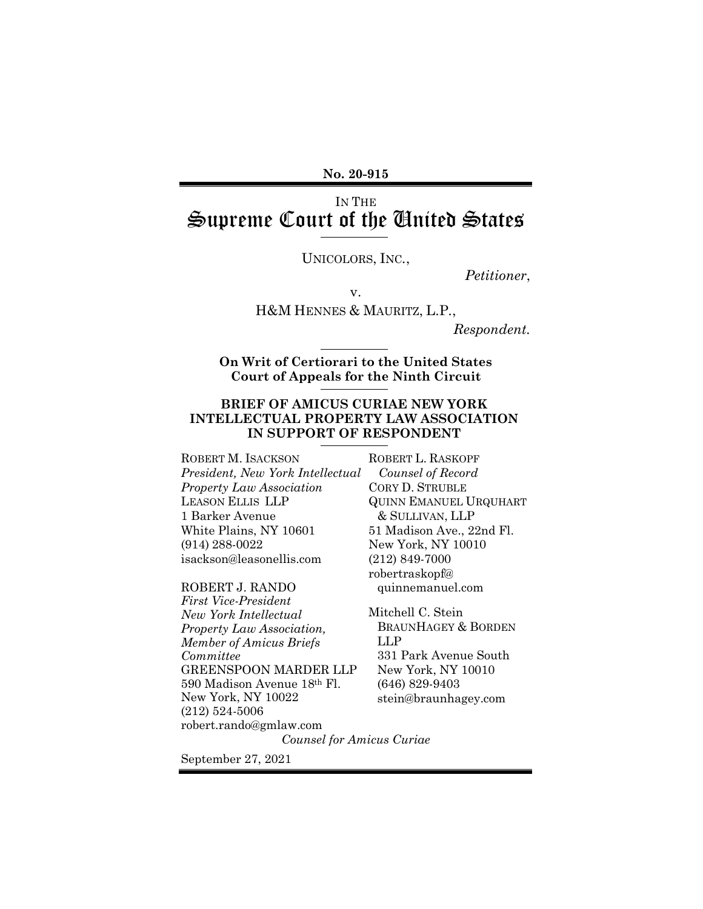**No. 20-915**

IN THE

# Supreme Court of the United States

UNICOLORS, INC.,

*Petitioner*,

v.

H&M HENNES & MAURITZ, L.P.,

*Respondent*.

**On Writ of Certiorari to the United States Court of Appeals for the Ninth Circuit**

**BRIEF OF AMICUS CURIAE NEW YORK INTELLECTUAL PROPERTY LAW ASSOCIATION IN SUPPORT OF RESPONDENT**

ROBERT M. ISACKSON
*President, New York Intellectual Property Law Association*
LEASON ELLIS LLP
1 Barker Avenue
White Plains, NY 10601
(914) 288-0022
isackson@leasonellis.com

ROBERT J. RANDO
*First Vice-President New York Intellectual Property Law Association, Member of Amicus Briefs Committee*
GREENSPOON MARDER LLP
590 Madison Avenue 18th Fl.
New York, NY 10022
(212) 524-5006
robert.rando@gmlaw.com

ROBERT L. RASKOPF
*Counsel of Record*
CORY D. STRUBLE
QUINN EMANUEL URQUHART & SULLIVAN, LLP
51 Madison Ave., 22nd Fl.
New York, NY 10010
(212) 849-7000
robertraskopf@quinnemanuel.com

Mitchell C. Stein
BRAUNHAGEY & BORDEN LLP
331 Park Avenue South
New York, NY 10010
(646) 829-9403
stein@braunhagey.com

*Counsel for Amicus Curiae*

September 27, 2021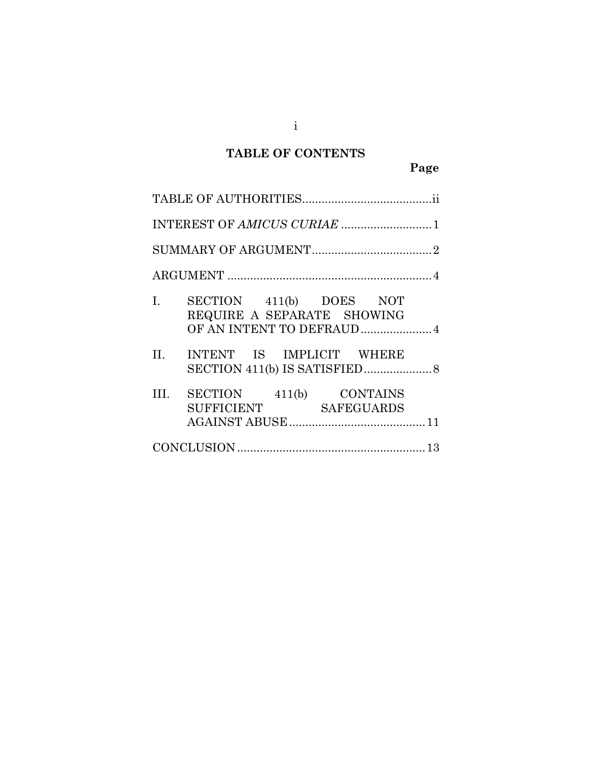## TABLE OF CONTENTS

| | Page |
|---|---|
| TABLE OF AUTHORITIES | ii |
| INTEREST OF *AMICUS CURIAE* | 1 |
| SUMMARY OF ARGUMENT | 2 |
| ARGUMENT | 4 |
| I. SECTION 411(b) DOES NOT REQUIRE A SEPARATE SHOWING OF AN INTENT TO DEFRAUD | 4 |
| II. INTENT IS IMPLICIT WHERE SECTION 411(b) IS SATISFIED | 8 |
| III. SECTION 411(b) CONTAINS SUFFICIENT SAFEGUARDS AGAINST ABUSE | 11 |
| CONCLUSION | 13 |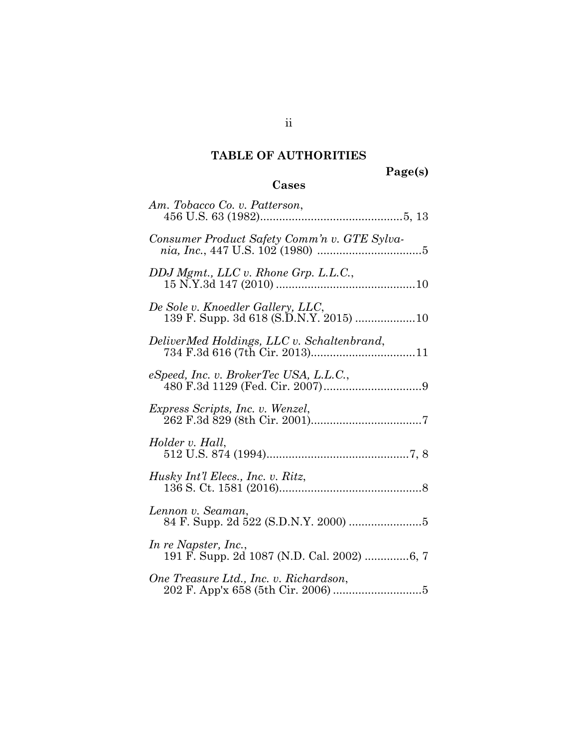# TABLE OF AUTHORITIES

**Page(s)**

## Cases

*Am. Tobacco Co. v. Patterson*, 456 U.S. 63 (1982) ............................................5, 13

*Consumer Product Safety Comm'n v. GTE Sylvania, Inc.*, 447 U.S. 102 (1980) .................................5

*DDJ Mgmt., LLC v. Rhone Grp. L.L.C.*, 15 N.Y.3d 147 (2010) ............................................10

*De Sole v. Knoedler Gallery, LLC*, 139 F. Supp. 3d 618 (S.D.N.Y. 2015) ...................10

*DeliverMed Holdings, LLC v. Schaltenbrand*, 734 F.3d 616 (7th Cir. 2013).................................11

*eSpeed, Inc. v. BrokerTec USA, L.L.C.*, 480 F.3d 1129 (Fed. Cir. 2007)...............................9

*Express Scripts, Inc. v. Wenzel*, 262 F.3d 829 (8th Cir. 2001)..................................7

*Holder v. Hall*, 512 U.S. 874 (1994).............................................7, 8

*Husky Int'l Elecs., Inc. v. Ritz*, 136 S. Ct. 1581 (2016).............................................8

*Lennon v. Seaman*, 84 F. Supp. 2d 522 (S.D.N.Y. 2000) .......................5

*In re Napster, Inc.*, 191 F. Supp. 2d 1087 (N.D. Cal. 2002) ..............6, 7

*One Treasure Ltd., Inc. v. Richardson*, 202 F. App'x 658 (5th Cir. 2006) ............................5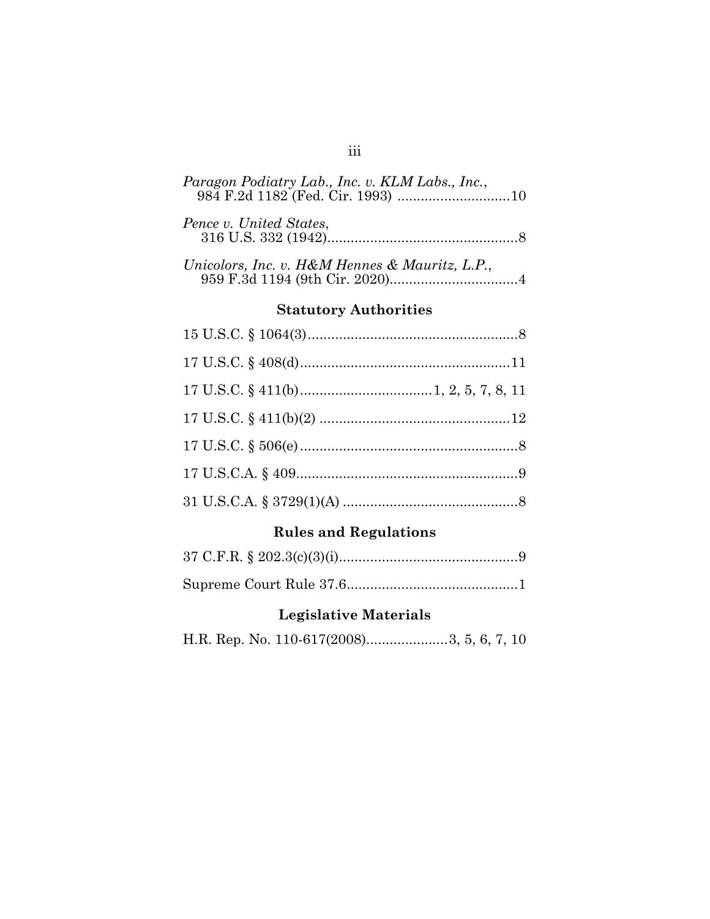*Paragon Podiatry Lab., Inc. v. KLM Labs., Inc.*, 984 F.2d 1182 (Fed. Cir. 1993) ............................10

*Pence v. United States*, 316 U.S. 332 (1942)................................................8

*Unicolors, Inc. v. H&M Hennes & Mauritz, L.P.*, 959 F.3d 1194 (9th Cir. 2020)................................4

## Statutory Authorities

15 U.S.C. § 1064(3)......................................................8

17 U.S.C. § 408(d)......................................................11

17 U.S.C. § 411(b).................................1, 2, 5, 7, 8, 11

17 U.S.C. § 411(b)(2) ................................................12

17 U.S.C. § 506(e) .......................................................8

17 U.S.C.A. § 409........................................................9

31 U.S.C.A. § 3729(1)(A) ............................................8

## Rules and Regulations

37 C.F.R. § 202.3(c)(3)(i).............................................9

Supreme Court Rule 37.6...........................................1

## Legislative Materials

H.R. Rep. No. 110-617(2008)....................3, 5, 6, 7, 10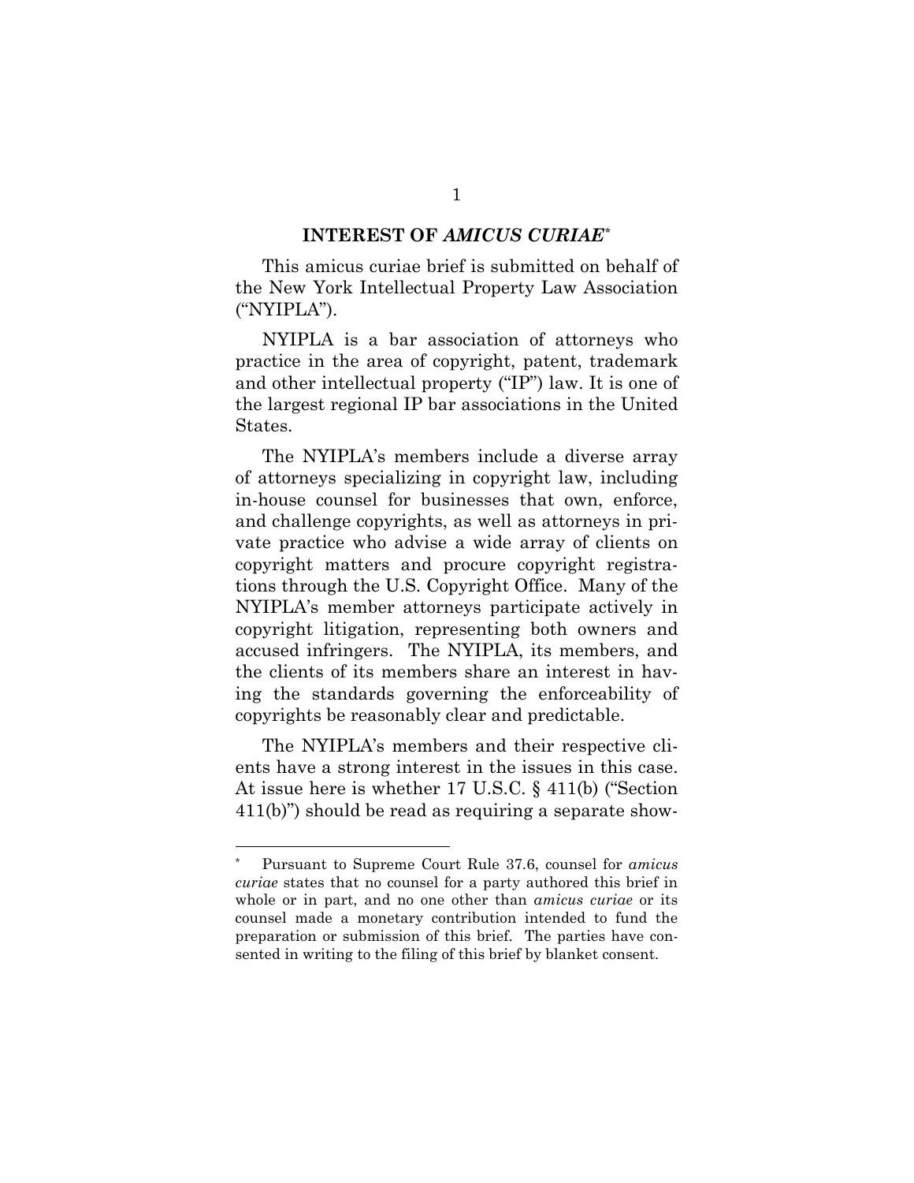## INTEREST OF *AMICUS CURIAE*[*]

This amicus curiae brief is submitted on behalf of the New York Intellectual Property Law Association ("NYIPLA").

NYIPLA is a bar association of attorneys who practice in the area of copyright, patent, trademark and other intellectual property ("IP") law. It is one of the largest regional IP bar associations in the United States.

The NYIPLA's members include a diverse array of attorneys specializing in copyright law, including in-house counsel for businesses that own, enforce, and challenge copyrights, as well as attorneys in private practice who advise a wide array of clients on copyright matters and procure copyright registrations through the U.S. Copyright Office. Many of the NYIPLA's member attorneys participate actively in copyright litigation, representing both owners and accused infringers. The NYIPLA, its members, and the clients of its members share an interest in having the standards governing the enforceability of copyrights be reasonably clear and predictable.

The NYIPLA's members and their respective clients have a strong interest in the issues in this case. At issue here is whether 17 U.S.C. § 411(b) ("Section 411(b)") should be read as requiring a separate show-

---

[*] Pursuant to Supreme Court Rule 37.6, counsel for *amicus curiae* states that no counsel for a party authored this brief in whole or in part, and no one other than *amicus curiae* or its counsel made a monetary contribution intended to fund the preparation or submission of this brief. The parties have consented in writing to the filing of this brief by blanket consent.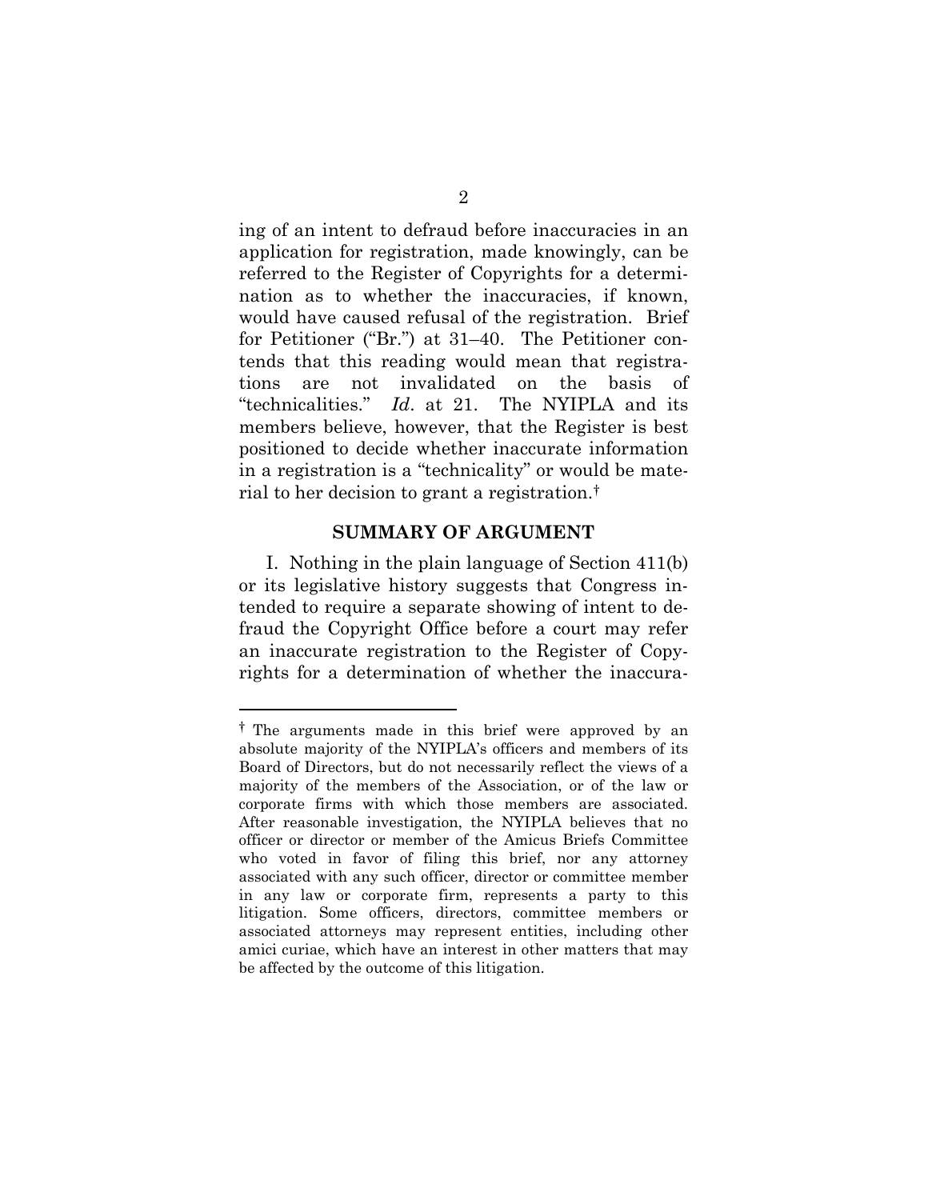ing of an intent to defraud before inaccuracies in an application for registration, made knowingly, can be referred to the Register of Copyrights for a determination as to whether the inaccuracies, if known, would have caused refusal of the registration. Brief for Petitioner ("Br.") at 31–40. The Petitioner contends that this reading would mean that registrations are not invalidated on the basis of "technicalities." *Id*. at 21. The NYIPLA and its members believe, however, that the Register is best positioned to decide whether inaccurate information in a registration is a "technicality" or would be material to her decision to grant a registration.[†]

## SUMMARY OF ARGUMENT

I. Nothing in the plain language of Section 411(b) or its legislative history suggests that Congress intended to require a separate showing of intent to defraud the Copyright Office before a court may refer an inaccurate registration to the Register of Copyrights for a determination of whether the inaccura-

---

[†] The arguments made in this brief were approved by an absolute majority of the NYIPLA's officers and members of its Board of Directors, but do not necessarily reflect the views of a majority of the members of the Association, or of the law or corporate firms with which those members are associated. After reasonable investigation, the NYIPLA believes that no officer or director or member of the Amicus Briefs Committee who voted in favor of filing this brief, nor any attorney associated with any such officer, director or committee member in any law or corporate firm, represents a party to this litigation. Some officers, directors, committee members or associated attorneys may represent entities, including other amici curiae, which have an interest in other matters that may be affected by the outcome of this litigation.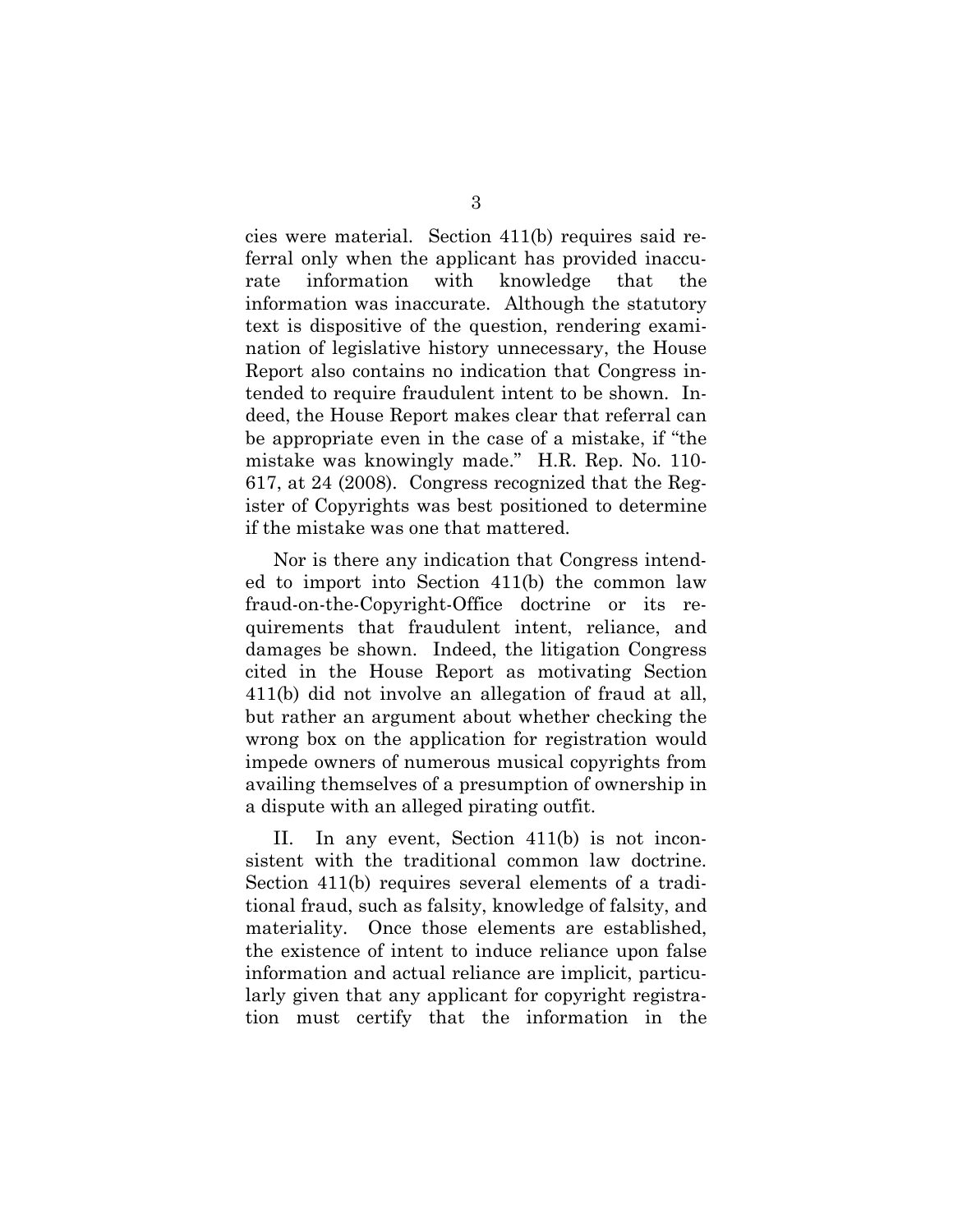cies were material. Section 411(b) requires said referral only when the applicant has provided inaccurate information with knowledge that the information was inaccurate. Although the statutory text is dispositive of the question, rendering examination of legislative history unnecessary, the House Report also contains no indication that Congress intended to require fraudulent intent to be shown. Indeed, the House Report makes clear that referral can be appropriate even in the case of a mistake, if "the mistake was knowingly made." H.R. Rep. No. 110-617, at 24 (2008). Congress recognized that the Register of Copyrights was best positioned to determine if the mistake was one that mattered.

Nor is there any indication that Congress intended to import into Section 411(b) the common law fraud-on-the-Copyright-Office doctrine or its requirements that fraudulent intent, reliance, and damages be shown. Indeed, the litigation Congress cited in the House Report as motivating Section 411(b) did not involve an allegation of fraud at all, but rather an argument about whether checking the wrong box on the application for registration would impede owners of numerous musical copyrights from availing themselves of a presumption of ownership in a dispute with an alleged pirating outfit.

II. In any event, Section 411(b) is not inconsistent with the traditional common law doctrine. Section 411(b) requires several elements of a traditional fraud, such as falsity, knowledge of falsity, and materiality. Once those elements are established, the existence of intent to induce reliance upon false information and actual reliance are implicit, particularly given that any applicant for copyright registration must certify that the information in the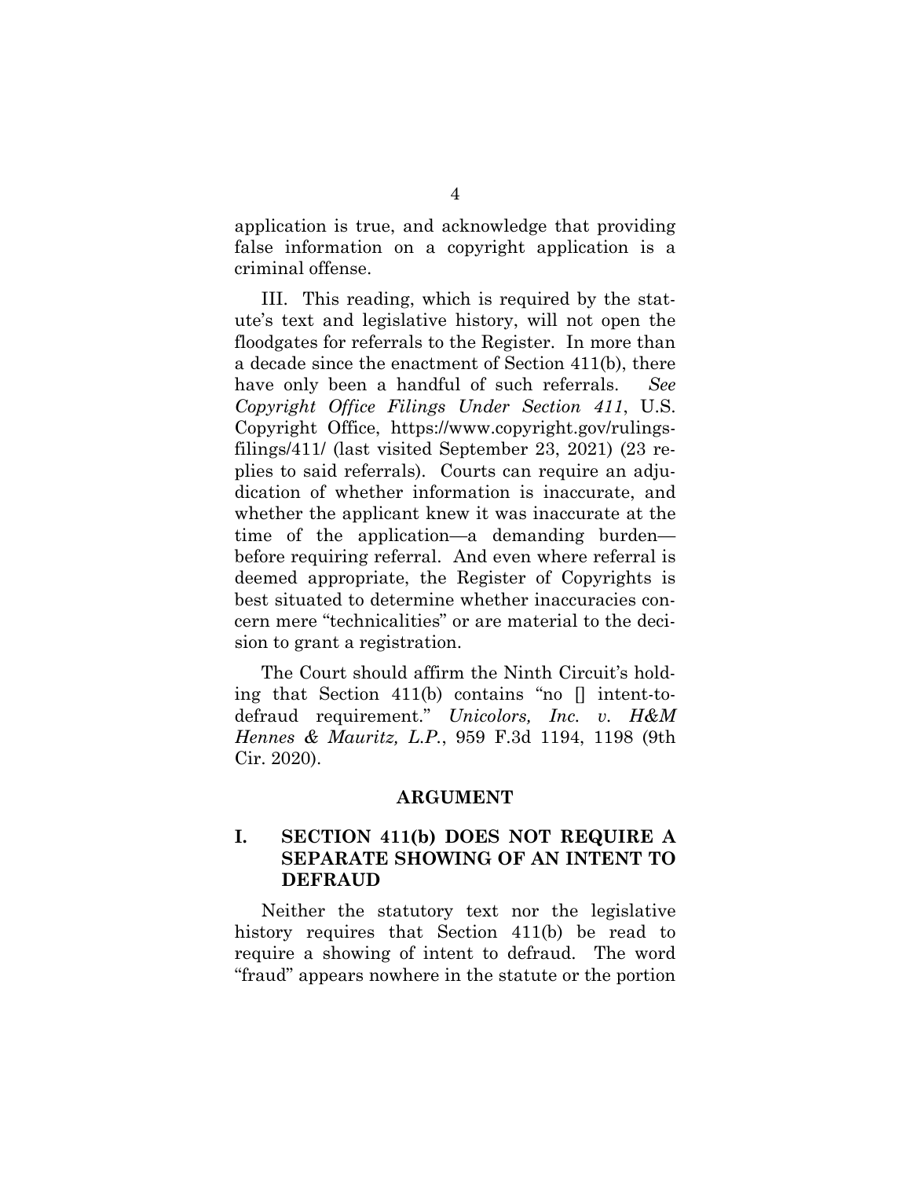application is true, and acknowledge that providing false information on a copyright application is a criminal offense.

III. This reading, which is required by the statute's text and legislative history, will not open the floodgates for referrals to the Register. In more than a decade since the enactment of Section 411(b), there have only been a handful of such referrals. *See Copyright Office Filings Under Section 411*, U.S. Copyright Office, https://www.copyright.gov/rulings-filings/411/ (last visited September 23, 2021) (23 replies to said referrals). Courts can require an adjudication of whether information is inaccurate, and whether the applicant knew it was inaccurate at the time of the application—a demanding burden—before requiring referral. And even where referral is deemed appropriate, the Register of Copyrights is best situated to determine whether inaccuracies concern mere "technicalities" or are material to the decision to grant a registration.

The Court should affirm the Ninth Circuit's holding that Section 411(b) contains "no [] intent-to-defraud requirement." *Unicolors, Inc. v. H&M Hennes & Mauritz, L.P.*, 959 F.3d 1194, 1198 (9th Cir. 2020).

## ARGUMENT

### I. SECTION 411(b) DOES NOT REQUIRE A SEPARATE SHOWING OF AN INTENT TO DEFRAUD

Neither the statutory text nor the legislative history requires that Section 411(b) be read to require a showing of intent to defraud. The word "fraud" appears nowhere in the statute or the portion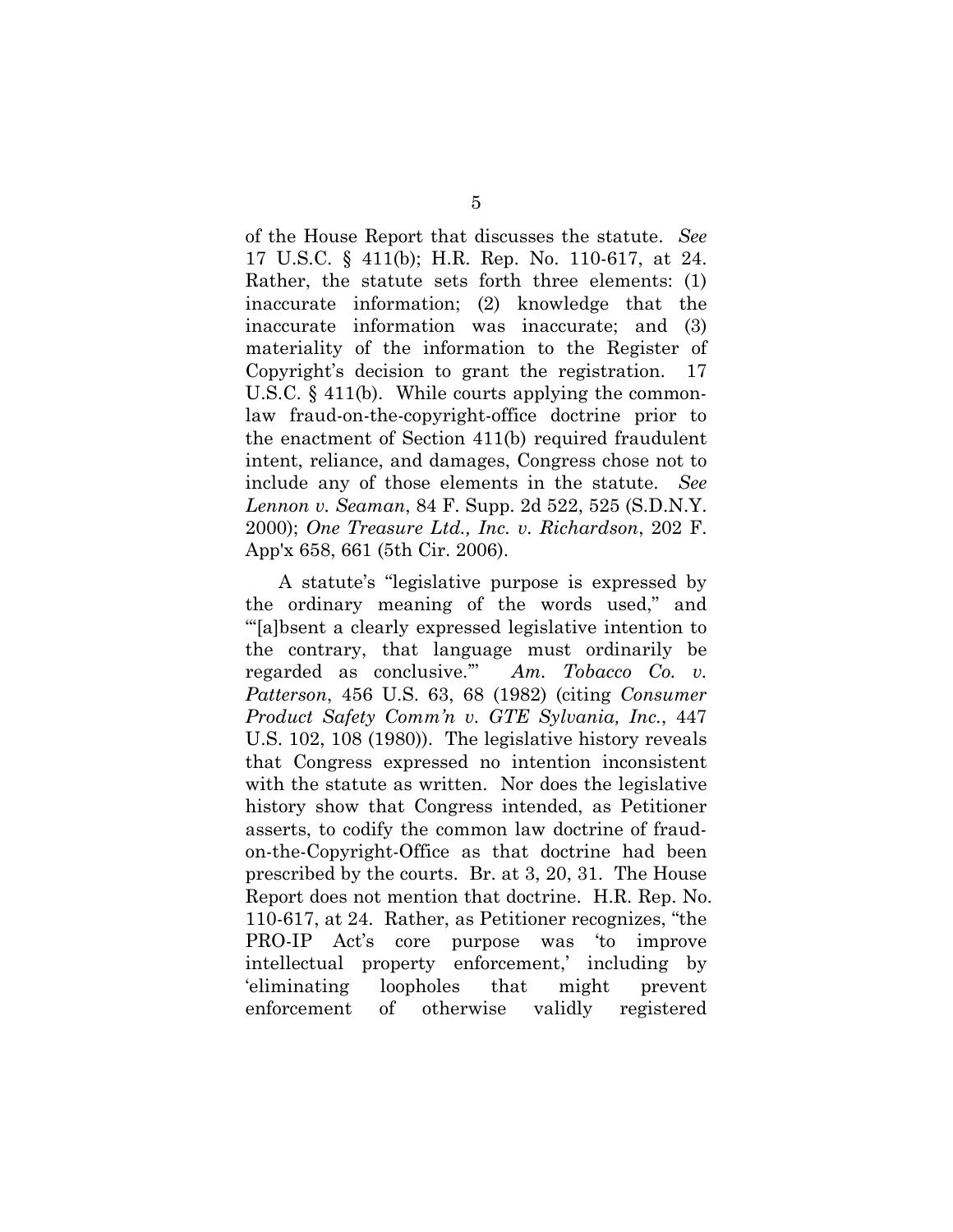of the House Report that discusses the statute. *See* 17 U.S.C. § 411(b); H.R. Rep. No. 110-617, at 24. Rather, the statute sets forth three elements: (1) inaccurate information; (2) knowledge that the inaccurate information was inaccurate; and (3) materiality of the information to the Register of Copyright's decision to grant the registration. 17 U.S.C. § 411(b). While courts applying the common-law fraud-on-the-copyright-office doctrine prior to the enactment of Section 411(b) required fraudulent intent, reliance, and damages, Congress chose not to include any of those elements in the statute. *See Lennon v. Seaman*, 84 F. Supp. 2d 522, 525 (S.D.N.Y. 2000); *One Treasure Ltd., Inc. v. Richardson*, 202 F. App'x 658, 661 (5th Cir. 2006).

A statute's "legislative purpose is expressed by the ordinary meaning of the words used," and "'[a]bsent a clearly expressed legislative intention to the contrary, that language must ordinarily be regarded as conclusive.'" *Am. Tobacco Co. v. Patterson*, 456 U.S. 63, 68 (1982) (citing *Consumer Product Safety Comm'n v. GTE Sylvania, Inc.*, 447 U.S. 102, 108 (1980)). The legislative history reveals that Congress expressed no intention inconsistent with the statute as written. Nor does the legislative history show that Congress intended, as Petitioner asserts, to codify the common law doctrine of fraud-on-the-Copyright-Office as that doctrine had been prescribed by the courts. Br. at 3, 20, 31. The House Report does not mention that doctrine. H.R. Rep. No. 110-617, at 24. Rather, as Petitioner recognizes, "the PRO-IP Act's core purpose was 'to improve intellectual property enforcement,' including by 'eliminating loopholes that might prevent enforcement of otherwise validly registered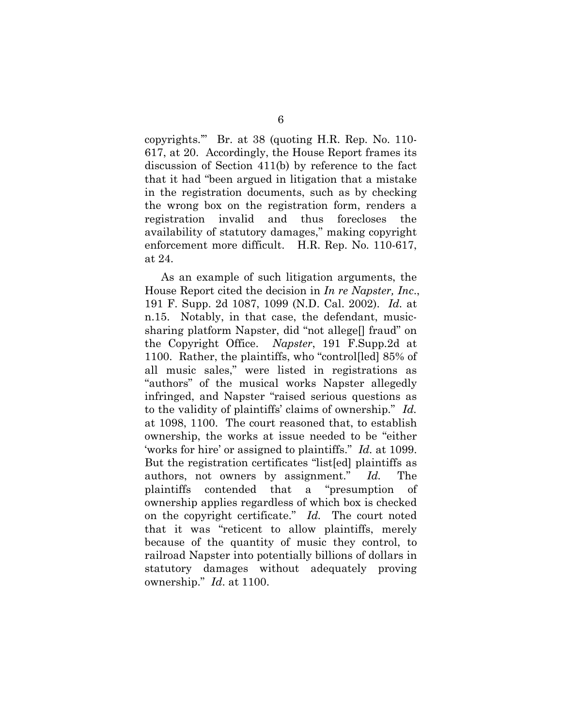copyrights.'" Br. at 38 (quoting H.R. Rep. No. 110-617, at 20. Accordingly, the House Report frames its discussion of Section 411(b) by reference to the fact that it had "been argued in litigation that a mistake in the registration documents, such as by checking the wrong box on the registration form, renders a registration invalid and thus forecloses the availability of statutory damages," making copyright enforcement more difficult. H.R. Rep. No. 110-617, at 24.

As an example of such litigation arguments, the House Report cited the decision in *In re Napster, Inc*., 191 F. Supp. 2d 1087, 1099 (N.D. Cal. 2002). *Id.* at n.15. Notably, in that case, the defendant, music-sharing platform Napster, did "not allege[] fraud" on the Copyright Office. *Napster*, 191 F.Supp.2d at 1100. Rather, the plaintiffs, who "control[led] 85% of all music sales," were listed in registrations as "authors" of the musical works Napster allegedly infringed, and Napster "raised serious questions as to the validity of plaintiffs' claims of ownership." *Id.* at 1098, 1100. The court reasoned that, to establish ownership, the works at issue needed to be "either 'works for hire' or assigned to plaintiffs." *Id.* at 1099. But the registration certificates "list[ed] plaintiffs as authors, not owners by assignment." *Id.* The plaintiffs contended that a "presumption of ownership applies regardless of which box is checked on the copyright certificate." *Id.* The court noted that it was "reticent to allow plaintiffs, merely because of the quantity of music they control, to railroad Napster into potentially billions of dollars in statutory damages without adequately proving ownership." *Id.* at 1100.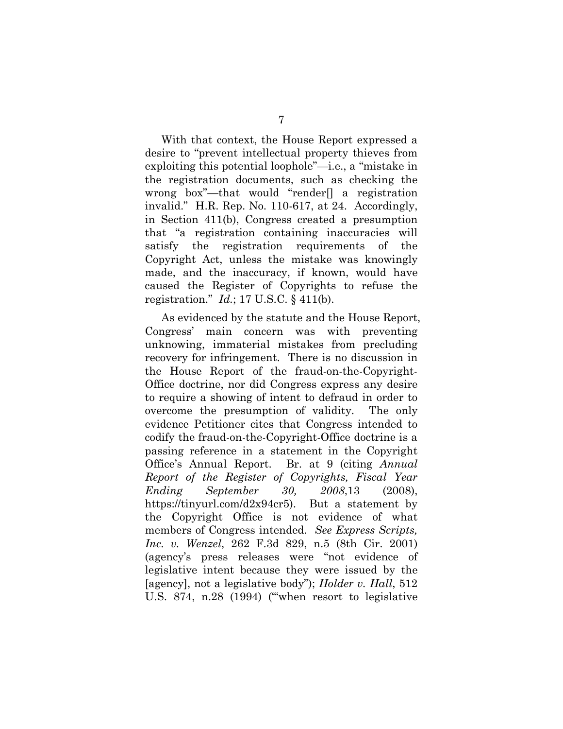With that context, the House Report expressed a desire to "prevent intellectual property thieves from exploiting this potential loophole"—i.e., a "mistake in the registration documents, such as checking the wrong box"—that would "render[] a registration invalid." H.R. Rep. No. 110-617, at 24. Accordingly, in Section 411(b), Congress created a presumption that "a registration containing inaccuracies will satisfy the registration requirements of the Copyright Act, unless the mistake was knowingly made, and the inaccuracy, if known, would have caused the Register of Copyrights to refuse the registration." *Id.*; 17 U.S.C. § 411(b).

As evidenced by the statute and the House Report, Congress' main concern was with preventing unknowing, immaterial mistakes from precluding recovery for infringement. There is no discussion in the House Report of the fraud-on-the-Copyright-Office doctrine, nor did Congress express any desire to require a showing of intent to defraud in order to overcome the presumption of validity. The only evidence Petitioner cites that Congress intended to codify the fraud-on-the-Copyright-Office doctrine is a passing reference in a statement in the Copyright Office's Annual Report. Br. at 9 (citing *Annual Report of the Register of Copyrights, Fiscal Year Ending September 30, 2008*,13 (2008), https://tinyurl.com/d2x94cr5). But a statement by the Copyright Office is not evidence of what members of Congress intended. *See Express Scripts, Inc. v. Wenzel*, 262 F.3d 829, n.5 (8th Cir. 2001) (agency's press releases were "not evidence of legislative intent because they were issued by the [agency], not a legislative body"); *Holder v. Hall*, 512 U.S. 874, n.28 (1994) ("'when resort to legislative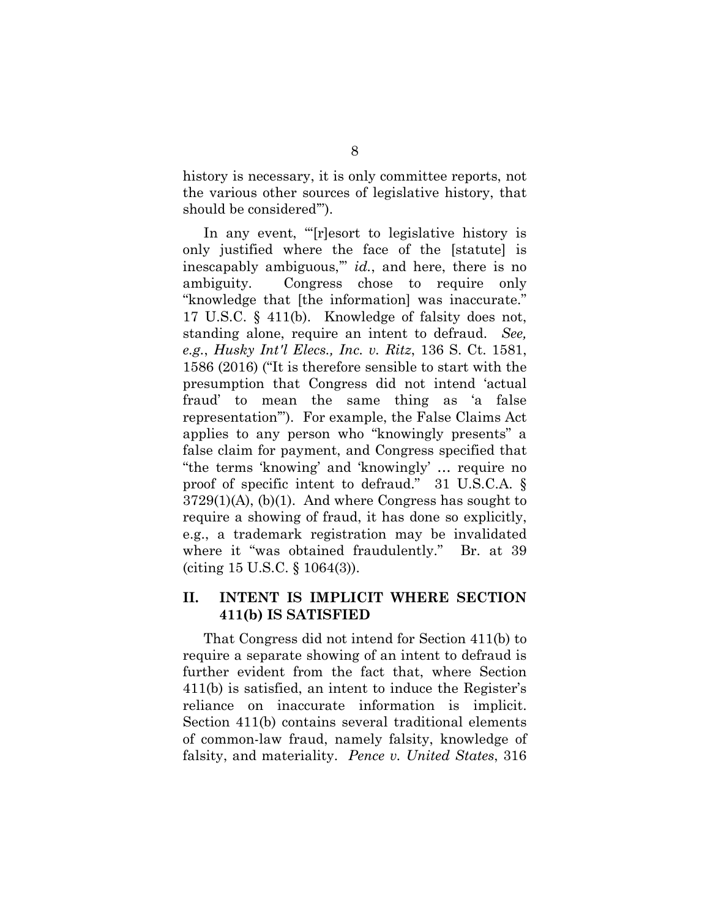history is necessary, it is only committee reports, not the various other sources of legislative history, that should be considered'").

In any event, "'[r]esort to legislative history is only justified where the face of the [statute] is inescapably ambiguous,'" *id.*, and here, there is no ambiguity. Congress chose to require only "knowledge that [the information] was inaccurate." 17 U.S.C. § 411(b). Knowledge of falsity does not, standing alone, require an intent to defraud. *See, e.g.*, *Husky Int'l Elecs., Inc. v. Ritz*, 136 S. Ct. 1581, 1586 (2016) ("It is therefore sensible to start with the presumption that Congress did not intend 'actual fraud' to mean the same thing as 'a false representation'"). For example, the False Claims Act applies to any person who "knowingly presents" a false claim for payment, and Congress specified that "the terms 'knowing' and 'knowingly' … require no proof of specific intent to defraud." 31 U.S.C.A. § 3729(1)(A), (b)(1). And where Congress has sought to require a showing of fraud, it has done so explicitly, e.g., a trademark registration may be invalidated where it "was obtained fraudulently." Br. at 39 (citing 15 U.S.C. § 1064(3)).

## II. INTENT IS IMPLICIT WHERE SECTION 411(b) IS SATISFIED

That Congress did not intend for Section 411(b) to require a separate showing of an intent to defraud is further evident from the fact that, where Section 411(b) is satisfied, an intent to induce the Register's reliance on inaccurate information is implicit. Section 411(b) contains several traditional elements of common-law fraud, namely falsity, knowledge of falsity, and materiality. *Pence v. United States*, 316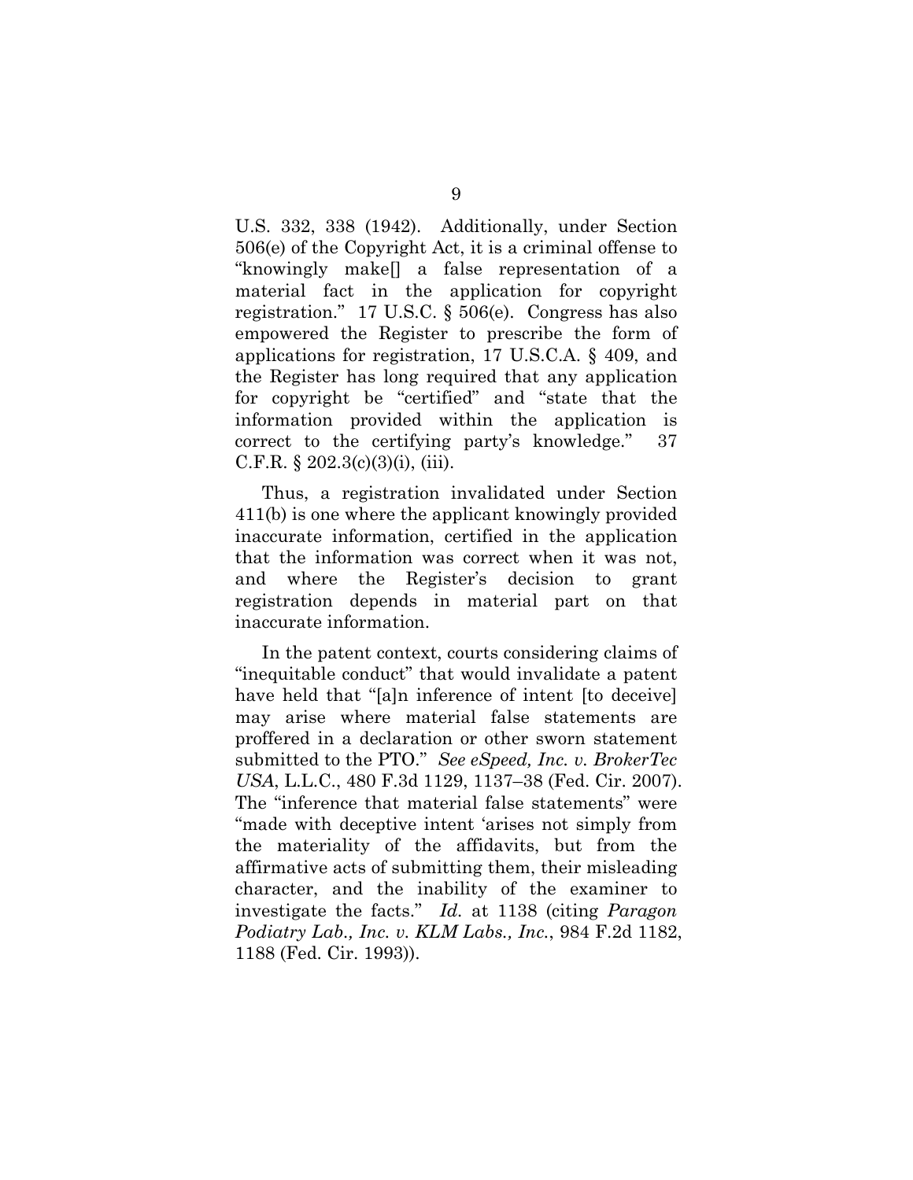U.S. 332, 338 (1942). Additionally, under Section 506(e) of the Copyright Act, it is a criminal offense to "knowingly make[] a false representation of a material fact in the application for copyright registration." 17 U.S.C. § 506(e). Congress has also empowered the Register to prescribe the form of applications for registration, 17 U.S.C.A. § 409, and the Register has long required that any application for copyright be "certified" and "state that the information provided within the application is correct to the certifying party's knowledge." 37 C.F.R. § 202.3(c)(3)(i), (iii).

Thus, a registration invalidated under Section 411(b) is one where the applicant knowingly provided inaccurate information, certified in the application that the information was correct when it was not, and where the Register's decision to grant registration depends in material part on that inaccurate information.

In the patent context, courts considering claims of "inequitable conduct" that would invalidate a patent have held that "[a]n inference of intent [to deceive] may arise where material false statements are proffered in a declaration or other sworn statement submitted to the PTO." *See eSpeed, Inc. v. BrokerTec USA*, L.L.C., 480 F.3d 1129, 1137–38 (Fed. Cir. 2007). The "inference that material false statements" were "made with deceptive intent 'arises not simply from the materiality of the affidavits, but from the affirmative acts of submitting them, their misleading character, and the inability of the examiner to investigate the facts." *Id.* at 1138 (citing *Paragon Podiatry Lab., Inc. v. KLM Labs., Inc.*, 984 F.2d 1182, 1188 (Fed. Cir. 1993)).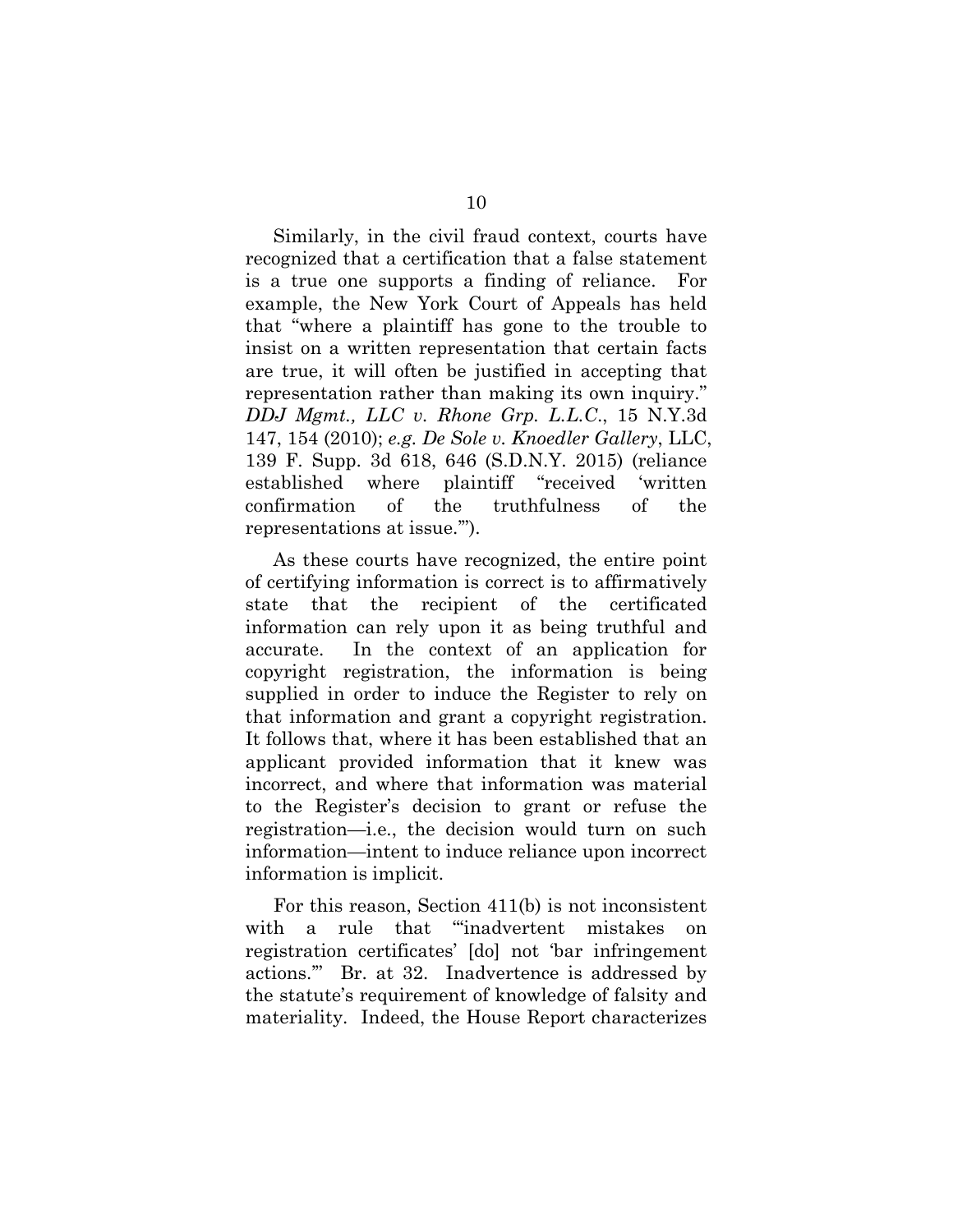Similarly, in the civil fraud context, courts have recognized that a certification that a false statement is a true one supports a finding of reliance. For example, the New York Court of Appeals has held that "where a plaintiff has gone to the trouble to insist on a written representation that certain facts are true, it will often be justified in accepting that representation rather than making its own inquiry." *DDJ Mgmt., LLC v. Rhone Grp. L.L.C.*, 15 N.Y.3d 147, 154 (2010); *e.g. De Sole v. Knoedler Gallery*, LLC, 139 F. Supp. 3d 618, 646 (S.D.N.Y. 2015) (reliance established where plaintiff "received 'written confirmation of the truthfulness of the representations at issue.'").

As these courts have recognized, the entire point of certifying information is correct is to affirmatively state that the recipient of the certificated information can rely upon it as being truthful and accurate. In the context of an application for copyright registration, the information is being supplied in order to induce the Register to rely on that information and grant a copyright registration. It follows that, where it has been established that an applicant provided information that it knew was incorrect, and where that information was material to the Register's decision to grant or refuse the registration—i.e., the decision would turn on such information—intent to induce reliance upon incorrect information is implicit.

For this reason, Section 411(b) is not inconsistent with a rule that "'inadvertent mistakes on registration certificates' [do] not 'bar infringement actions.'" Br. at 32. Inadvertence is addressed by the statute's requirement of knowledge of falsity and materiality. Indeed, the House Report characterizes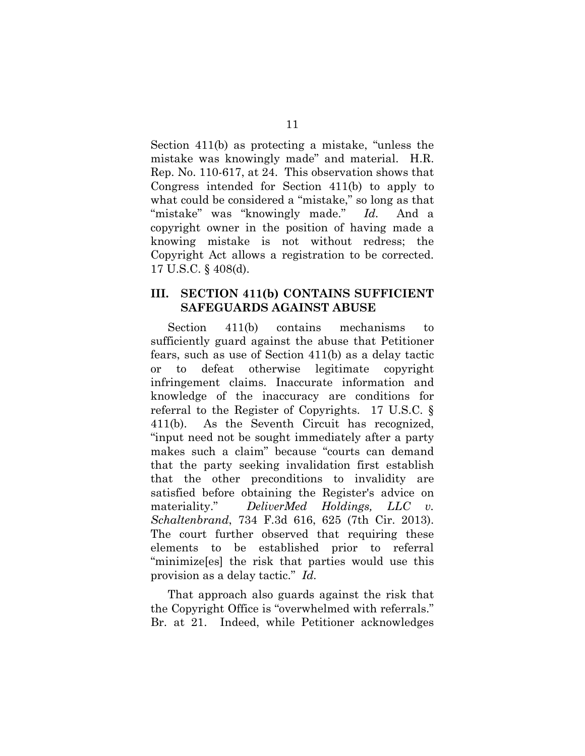Section 411(b) as protecting a mistake, "unless the mistake was knowingly made" and material. H.R. Rep. No. 110-617, at 24. This observation shows that Congress intended for Section 411(b) to apply to what could be considered a "mistake," so long as that "mistake" was "knowingly made." *Id.* And a copyright owner in the position of having made a knowing mistake is not without redress; the Copyright Act allows a registration to be corrected. 17 U.S.C. § 408(d).

## III. SECTION 411(b) CONTAINS SUFFICIENT SAFEGUARDS AGAINST ABUSE

Section 411(b) contains mechanisms to sufficiently guard against the abuse that Petitioner fears, such as use of Section 411(b) as a delay tactic or to defeat otherwise legitimate copyright infringement claims. Inaccurate information and knowledge of the inaccuracy are conditions for referral to the Register of Copyrights. 17 U.S.C. § 411(b). As the Seventh Circuit has recognized, "input need not be sought immediately after a party makes such a claim" because "courts can demand that the party seeking invalidation first establish that the other preconditions to invalidity are satisfied before obtaining the Register's advice on materiality." *DeliverMed Holdings, LLC v. Schaltenbrand*, 734 F.3d 616, 625 (7th Cir. 2013). The court further observed that requiring these elements to be established prior to referral "minimize[es] the risk that parties would use this provision as a delay tactic." *Id.*

That approach also guards against the risk that the Copyright Office is "overwhelmed with referrals." Br. at 21. Indeed, while Petitioner acknowledges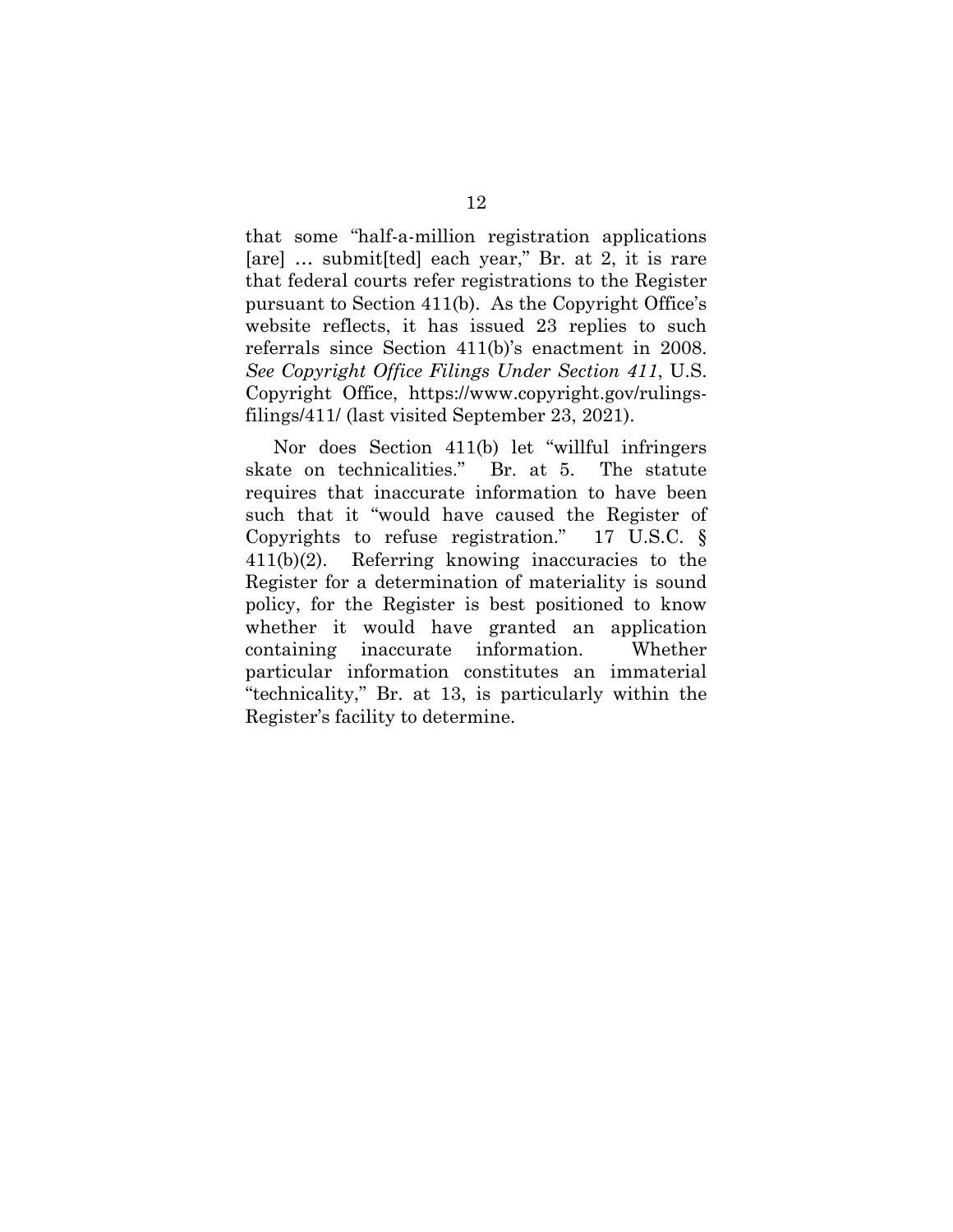that some "half-a-million registration applications [are] … submit[ted] each year," Br. at 2, it is rare that federal courts refer registrations to the Register pursuant to Section 411(b). As the Copyright Office's website reflects, it has issued 23 replies to such referrals since Section 411(b)'s enactment in 2008. *See Copyright Office Filings Under Section 411*, U.S. Copyright Office, https://www.copyright.gov/rulings-filings/411/ (last visited September 23, 2021).

Nor does Section 411(b) let "willful infringers skate on technicalities." Br. at 5. The statute requires that inaccurate information to have been such that it "would have caused the Register of Copyrights to refuse registration." 17 U.S.C. § 411(b)(2). Referring knowing inaccuracies to the Register for a determination of materiality is sound policy, for the Register is best positioned to know whether it would have granted an application containing inaccurate information. Whether particular information constitutes an immaterial "technicality," Br. at 13, is particularly within the Register's facility to determine.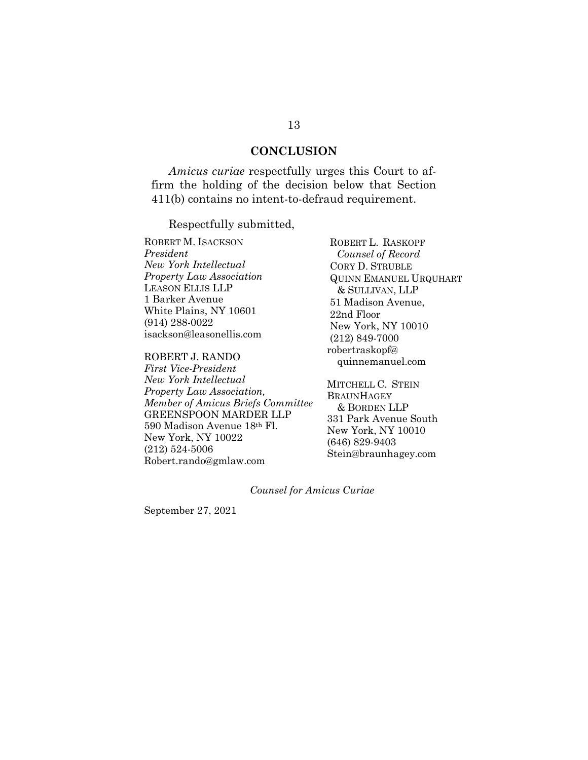## CONCLUSION

*Amicus curiae* respectfully urges this Court to affirm the holding of the decision below that Section 411(b) contains no intent-to-defraud requirement.

Respectfully submitted,

ROBERT M. ISACKSON
*President*
*New York Intellectual Property Law Association*
LEASON ELLIS LLP
1 Barker Avenue
White Plains, NY 10601
(914) 288-0022
isackson@leasonellis.com

ROBERT J. RANDO
*First Vice-President*
*New York Intellectual Property Law Association,*
*Member of Amicus Briefs Committee*
GREENSPOON MARDER LLP
590 Madison Avenue 18th Fl.
New York, NY 10022
(212) 524-5006
Robert.rando@gmlaw.com

ROBERT L. RASKOPF
*Counsel of Record*
CORY D. STRUBLE
QUINN EMANUEL URQUHART & SULLIVAN, LLP
51 Madison Avenue, 22nd Floor
New York, NY 10010
(212) 849-7000
robertraskopf@quinnemanuel.com

MITCHELL C. STEIN
BRAUNHAGEY & BORDEN LLP
331 Park Avenue South
New York, NY 10010
(646) 829-9403
Stein@braunhagey.com

*Counsel for Amicus Curiae*

September 27, 2021